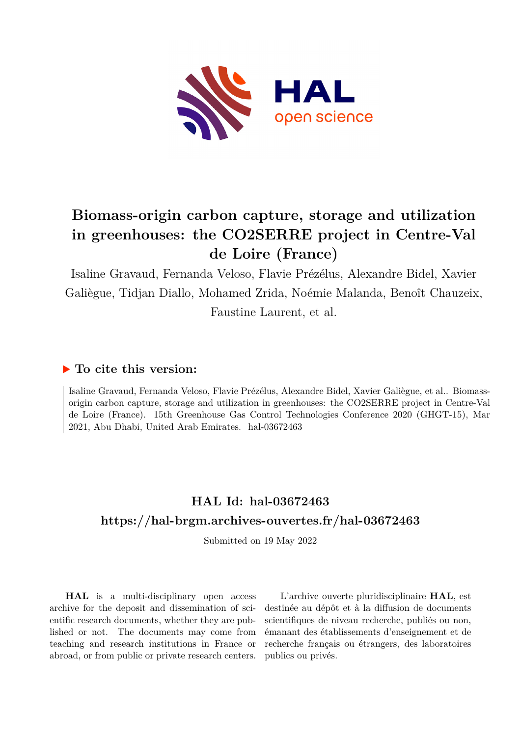# Biomass-origin carbon capture, storage and utilization in greenhouses: the CO2SERRE project in Centre-Val de Loire (France)

Isaline Gravaud, Fernanda Veloso, Flavie Prézélus, Alexandre Bidel, Xavier Galiègue, Tidjan Diallo, Mohamed Zrida, Noémie Malanda, Benoît Chauzeix, Faustine Laurent, et al.

## ▶ To cite this version:

Isaline Gravaud, Fernanda Veloso, Flavie Prézélus, Alexandre Bidel, Xavier Galiègue, et al.. Biomass-origin carbon capture, storage and utilization in greenhouses: the CO2SERRE project in Centre-Val de Loire (France). 15th Greenhouse Gas Control Technologies Conference 2020 (GHGT-15), Mar 2021, Abu Dhabi, United Arab Emirates. hal-03672463

## HAL Id: hal-03672463

## https://hal-brgm.archives-ouvertes.fr/hal-03672463

Submitted on 19 May 2022

**HAL** is a multi-disciplinary open access archive for the deposit and dissemination of scientific research documents, whether they are published or not. The documents may come from teaching and research institutions in France or abroad, or from public or private research centers.

L'archive ouverte pluridisciplinaire **HAL**, est destinée au dépôt et à la diffusion de documents scientifiques de niveau recherche, publiés ou non, émanant des établissements d'enseignement et de recherche français ou étrangers, des laboratoires publics ou privés.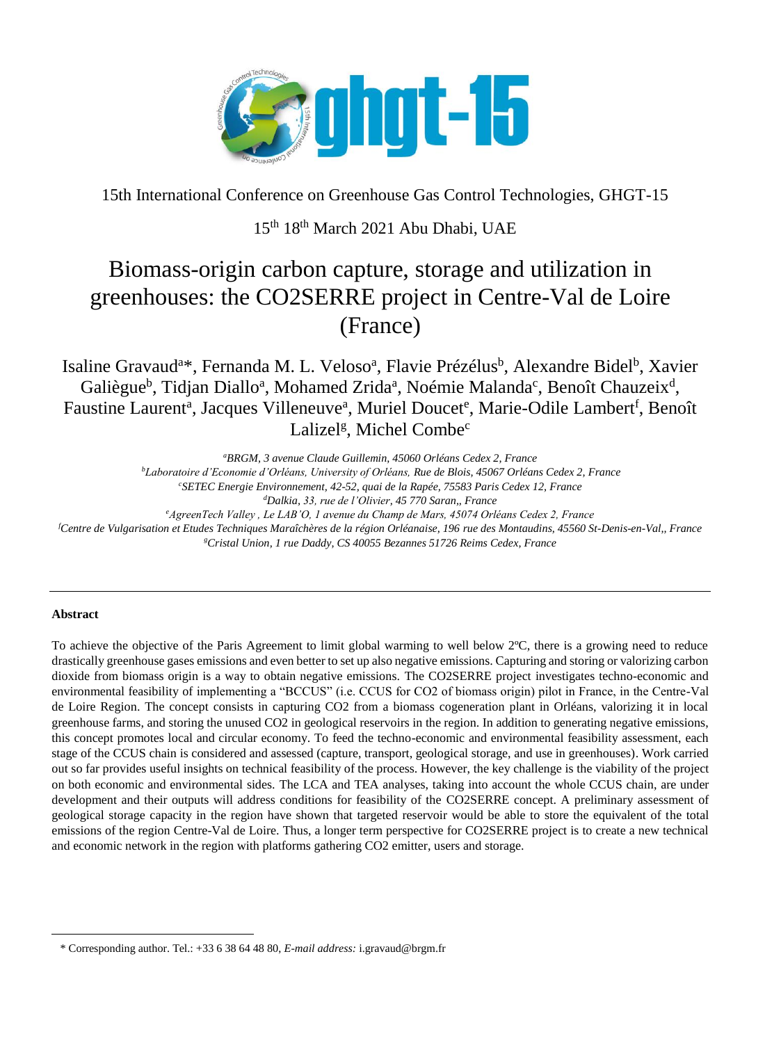15th International Conference on Greenhouse Gas Control Technologies, GHGT-15

15th 18th March 2021 Abu Dhabi, UAE

# Biomass-origin carbon capture, storage and utilization in greenhouses: the CO2SERRE project in Centre-Val de Loire (France)

Isaline Gravaud[a]*, Fernanda M. L. Veloso[a], Flavie Prézélus[b], Alexandre Bidel[b], Xavier Galiègue[b], Tidjan Diallo[a], Mohamed Zrida[a], Noémie Malanda[c], Benoît Chauzeix[d], Faustine Laurent[a], Jacques Villeneuve[a], Muriel Doucet[e], Marie-Odile Lambert[f], Benoît Lalizel[g], Michel Combe[c]

[a]*BRGM, 3 avenue Claude Guillemin, 45060 Orléans Cedex 2, France*
[b]*Laboratoire d'Economie d'Orléans, University of Orléans, Rue de Blois, 45067 Orléans Cedex 2, France*
[c]*SETEC Energie Environnement, 42-52, quai de la Rapée, 75583 Paris Cedex 12, France*
[d]*Dalkia, 33, rue de l'Olivier, 45 770 Saran,, France*
[e]*AgreenTech Valley , Le LAB'O, 1 avenue du Champ de Mars, 45074 Orléans Cedex 2, France*
[f]*Centre de Vulgarisation et Etudes Techniques Maraîchères de la région Orléanaise, 196 rue des Montaudins, 45560 St-Denis-en-Val,, France*
[g]*Cristal Union, 1 rue Daddy, CS 40055 Bezannes 51726 Reims Cedex, France*

---

**Abstract**

To achieve the objective of the Paris Agreement to limit global warming to well below 2ºC, there is a growing need to reduce drastically greenhouse gases emissions and even better to set up also negative emissions. Capturing and storing or valorizing carbon dioxide from biomass origin is a way to obtain negative emissions. The CO2SERRE project investigates techno-economic and environmental feasibility of implementing a "BCCUS" (i.e. CCUS for CO2 of biomass origin) pilot in France, in the Centre-Val de Loire Region. The concept consists in capturing CO2 from a biomass cogeneration plant in Orléans, valorizing it in local greenhouse farms, and storing the unused CO2 in geological reservoirs in the region. In addition to generating negative emissions, this concept promotes local and circular economy. To feed the techno-economic and environmental feasibility assessment, each stage of the CCUS chain is considered and assessed (capture, transport, geological storage, and use in greenhouses). Work carried out so far provides useful insights on technical feasibility of the process. However, the key challenge is the viability of the project on both economic and environmental sides. The LCA and TEA analyses, taking into account the whole CCUS chain, are under development and their outputs will address conditions for feasibility of the CO2SERRE concept. A preliminary assessment of geological storage capacity in the region have shown that targeted reservoir would be able to store the equivalent of the total emissions of the region Centre-Val de Loire. Thus, a longer term perspective for CO2SERRE project is to create a new technical and economic network in the region with platforms gathering CO2 emitter, users and storage.

---

\* Corresponding author. Tel.: +33 6 38 64 48 80, *E-mail address:* i.gravaud@brgm.fr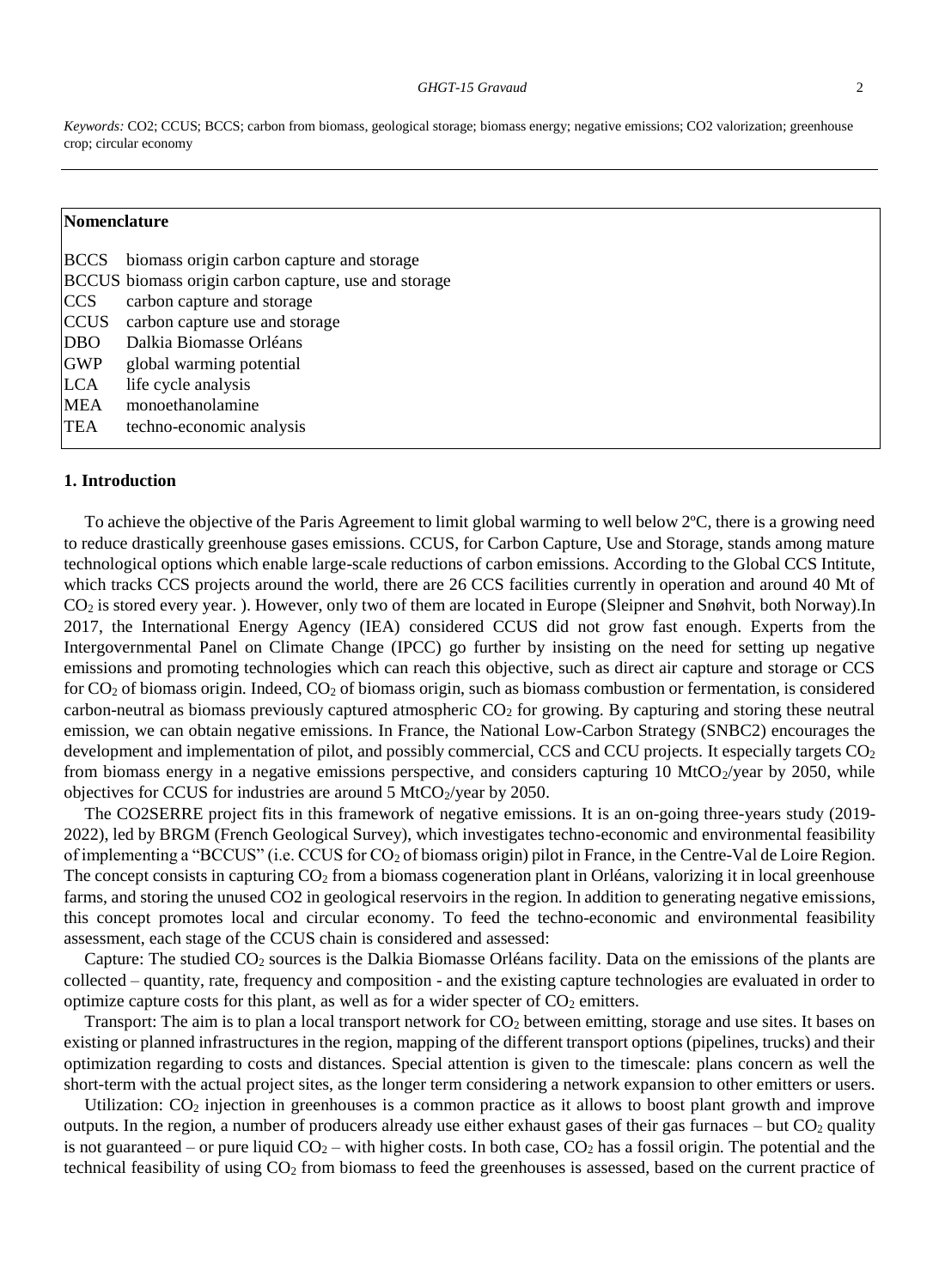*Keywords:* CO2; CCUS; BCCS; carbon from biomass, geological storage; biomass energy; negative emissions; CO2 valorization; greenhouse crop; circular economy

**Nomenclature**

| | |
|---|---|
| BCCS | biomass origin carbon capture and storage |
| BCCUS | biomass origin carbon capture, use and storage |
| CCS | carbon capture and storage |
| CCUS | carbon capture use and storage |
| DBO | Dalkia Biomasse Orléans |
| GWP | global warming potential |
| LCA | life cycle analysis |
| MEA | monoethanolamine |
| TEA | techno-economic analysis |

## 1. Introduction

To achieve the objective of the Paris Agreement to limit global warming to well below 2ºC, there is a growing need to reduce drastically greenhouse gases emissions. CCUS, for Carbon Capture, Use and Storage, stands among mature technological options which enable large-scale reductions of carbon emissions. According to the Global CCS Intitute, which tracks CCS projects around the world, there are 26 CCS facilities currently in operation and around 40 Mt of $CO_2$ is stored every year. ). However, only two of them are located in Europe (Sleipner and Snøhvit, both Norway).In 2017, the International Energy Agency (IEA) considered CCUS did not grow fast enough. Experts from the Intergovernmental Panel on Climate Change (IPCC) go further by insisting on the need for setting up negative emissions and promoting technologies which can reach this objective, such as direct air capture and storage or CCS for $CO_2$ of biomass origin. Indeed, $CO_2$ of biomass origin, such as biomass combustion or fermentation, is considered carbon-neutral as biomass previously captured atmospheric $CO_2$ for growing. By capturing and storing these neutral emission, we can obtain negative emissions. In France, the National Low-Carbon Strategy (SNBC2) encourages the development and implementation of pilot, and possibly commercial, CCS and CCU projects. It especially targets $CO_2$ from biomass energy in a negative emissions perspective, and considers capturing 10 $MtCO_2$/year by 2050, while objectives for CCUS for industries are around 5 $MtCO_2$/year by 2050.

The CO2SERRE project fits in this framework of negative emissions. It is an on-going three-years study (2019-2022), led by BRGM (French Geological Survey), which investigates techno-economic and environmental feasibility of implementing a "BCCUS" (i.e. CCUS for $CO_2$ of biomass origin) pilot in France, in the Centre-Val de Loire Region. The concept consists in capturing $CO_2$ from a biomass cogeneration plant in Orléans, valorizing it in local greenhouse farms, and storing the unused CO2 in geological reservoirs in the region. In addition to generating negative emissions, this concept promotes local and circular economy. To feed the techno-economic and environmental feasibility assessment, each stage of the CCUS chain is considered and assessed:

Capture: The studied $CO_2$ sources is the Dalkia Biomasse Orléans facility. Data on the emissions of the plants are collected – quantity, rate, frequency and composition - and the existing capture technologies are evaluated in order to optimize capture costs for this plant, as well as for a wider specter of $CO_2$ emitters.

Transport: The aim is to plan a local transport network for $CO_2$ between emitting, storage and use sites. It bases on existing or planned infrastructures in the region, mapping of the different transport options (pipelines, trucks) and their optimization regarding to costs and distances. Special attention is given to the timescale: plans concern as well the short-term with the actual project sites, as the longer term considering a network expansion to other emitters or users.

Utilization: $CO_2$ injection in greenhouses is a common practice as it allows to boost plant growth and improve outputs. In the region, a number of producers already use either exhaust gases of their gas furnaces – but $CO_2$ quality is not guaranteed – or pure liquid $CO_2$ – with higher costs. In both case, $CO_2$ has a fossil origin. The potential and the technical feasibility of using $CO_2$ from biomass to feed the greenhouses is assessed, based on the current practice of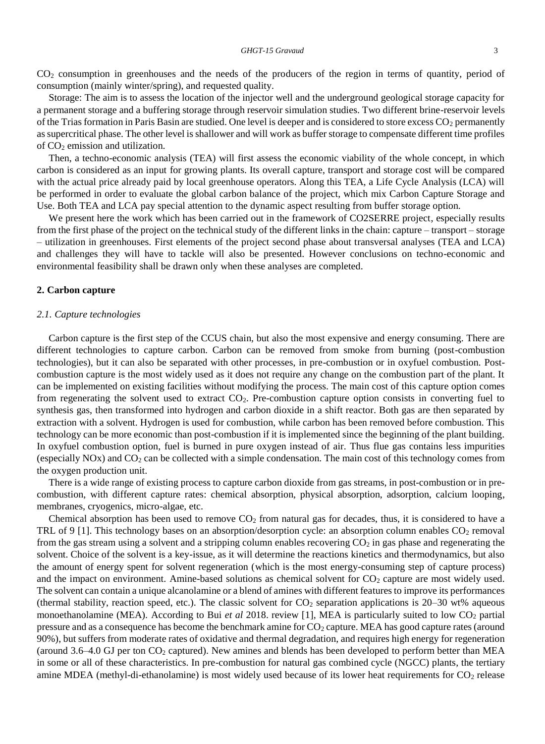$CO_2$ consumption in greenhouses and the needs of the producers of the region in terms of quantity, period of consumption (mainly winter/spring), and requested quality.

Storage: The aim is to assess the location of the injector well and the underground geological storage capacity for a permanent storage and a buffering storage through reservoir simulation studies. Two different brine-reservoir levels of the Trias formation in Paris Basin are studied. One level is deeper and is considered to store excess $CO_2$ permanently as supercritical phase. The other level is shallower and will work as buffer storage to compensate different time profiles of $CO_2$ emission and utilization.

Then, a techno-economic analysis (TEA) will first assess the economic viability of the whole concept, in which carbon is considered as an input for growing plants. Its overall capture, transport and storage cost will be compared with the actual price already paid by local greenhouse operators. Along this TEA, a Life Cycle Analysis (LCA) will be performed in order to evaluate the global carbon balance of the project, which mix Carbon Capture Storage and Use. Both TEA and LCA pay special attention to the dynamic aspect resulting from buffer storage option.

We present here the work which has been carried out in the framework of CO2SERRE project, especially results from the first phase of the project on the technical study of the different links in the chain: capture – transport – storage – utilization in greenhouses. First elements of the project second phase about transversal analyses (TEA and LCA) and challenges they will have to tackle will also be presented. However conclusions on techno-economic and environmental feasibility shall be drawn only when these analyses are completed.

## 2. Carbon capture

### *2.1. Capture technologies*

Carbon capture is the first step of the CCUS chain, but also the most expensive and energy consuming. There are different technologies to capture carbon. Carbon can be removed from smoke from burning (post-combustion technologies), but it can also be separated with other processes, in pre-combustion or in oxyfuel combustion. Post-combustion capture is the most widely used as it does not require any change on the combustion part of the plant. It can be implemented on existing facilities without modifying the process. The main cost of this capture option comes from regenerating the solvent used to extract $CO_2$. Pre-combustion capture option consists in converting fuel to synthesis gas, then transformed into hydrogen and carbon dioxide in a shift reactor. Both gas are then separated by extraction with a solvent. Hydrogen is used for combustion, while carbon has been removed before combustion. This technology can be more economic than post-combustion if it is implemented since the beginning of the plant building. In oxyfuel combustion option, fuel is burned in pure oxygen instead of air. Thus flue gas contains less impurities (especially NOx) and $CO_2$ can be collected with a simple condensation. The main cost of this technology comes from the oxygen production unit.

There is a wide range of existing process to capture carbon dioxide from gas streams, in post-combustion or in pre-combustion, with different capture rates: chemical absorption, physical absorption, adsorption, calcium looping, membranes, cryogenics, micro-algae, etc.

Chemical absorption has been used to remove $CO_2$ from natural gas for decades, thus, it is considered to have a TRL of 9 [1]. This technology bases on an absorption/desorption cycle: an absorption column enables $CO_2$ removal from the gas stream using a solvent and a stripping column enables recovering $CO_2$ in gas phase and regenerating the solvent. Choice of the solvent is a key-issue, as it will determine the reactions kinetics and thermodynamics, but also the amount of energy spent for solvent regeneration (which is the most energy-consuming step of capture process) and the impact on environment. Amine-based solutions as chemical solvent for $CO_2$ capture are most widely used. The solvent can contain a unique alcanolamine or a blend of amines with different features to improve its performances (thermal stability, reaction speed, etc.). The classic solvent for $CO_2$ separation applications is 20–30 wt% aqueous monoethanolamine (MEA). According to Bui *et al* 2018. review [1], MEA is particularly suited to low $CO_2$ partial pressure and as a consequence has become the benchmark amine for $CO_2$ capture. MEA has good capture rates (around 90%), but suffers from moderate rates of oxidative and thermal degradation, and requires high energy for regeneration (around 3.6–4.0 GJ per ton $CO_2$ captured). New amines and blends has been developed to perform better than MEA in some or all of these characteristics. In pre-combustion for natural gas combined cycle (NGCC) plants, the tertiary amine MDEA (methyl-di-ethanolamine) is most widely used because of its lower heat requirements for $CO_2$ release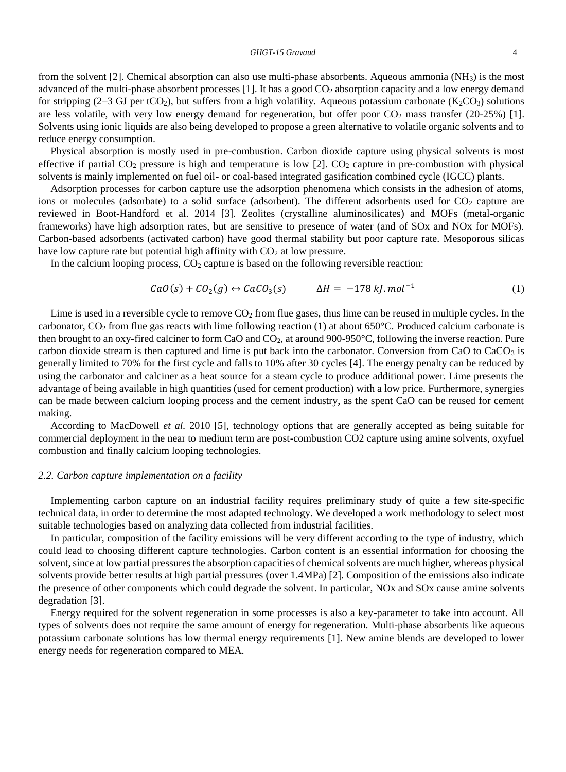from the solvent [2]. Chemical absorption can also use multi-phase absorbents. Aqueous ammonia ($NH_3$) is the most advanced of the multi-phase absorbent processes [1]. It has a good $CO_2$ absorption capacity and a low energy demand for stripping (2–3 GJ per $tCO_2$), but suffers from a high volatility. Aqueous potassium carbonate ($K_2CO_3$) solutions are less volatile, with very low energy demand for regeneration, but offer poor $CO_2$ mass transfer (20-25%) [1]. Solvents using ionic liquids are also being developed to propose a green alternative to volatile organic solvents and to reduce energy consumption.

Physical absorption is mostly used in pre-combustion. Carbon dioxide capture using physical solvents is most effective if partial $CO_2$ pressure is high and temperature is low [2]. $CO_2$ capture in pre-combustion with physical solvents is mainly implemented on fuel oil- or coal-based integrated gasification combined cycle (IGCC) plants.

Adsorption processes for carbon capture use the adsorption phenomena which consists in the adhesion of atoms, ions or molecules (adsorbate) to a solid surface (adsorbent). The different adsorbents used for $CO_2$ capture are reviewed in Boot-Handford et al. 2014 [3]. Zeolites (crystalline aluminosilicates) and MOFs (metal-organic frameworks) have high adsorption rates, but are sensitive to presence of water (and of SOx and NOx for MOFs). Carbon-based adsorbents (activated carbon) have good thermal stability but poor capture rate. Mesoporous silicas have low capture rate but potential high affinity with $CO_2$ at low pressure.

In the calcium looping process, $CO_2$ capture is based on the following reversible reaction:

$$CaO(s) + CO_2(g) \leftrightarrow CaCO_3(s) \qquad \Delta H = -178\ kJ.mol^{-1} \tag{1}$$

Lime is used in a reversible cycle to remove $CO_2$ from flue gases, thus lime can be reused in multiple cycles. In the carbonator, $CO_2$ from flue gas reacts with lime following reaction (1) at about 650°C. Produced calcium carbonate is then brought to an oxy-fired calciner to form CaO and $CO_2$, at around 900-950°C, following the inverse reaction. Pure carbon dioxide stream is then captured and lime is put back into the carbonator. Conversion from CaO to $CaCO_3$ is generally limited to 70% for the first cycle and falls to 10% after 30 cycles [4]. The energy penalty can be reduced by using the carbonator and calciner as a heat source for a steam cycle to produce additional power. Lime presents the advantage of being available in high quantities (used for cement production) with a low price. Furthermore, synergies can be made between calcium looping process and the cement industry, as the spent CaO can be reused for cement making.

According to MacDowell *et al.* 2010 [5], technology options that are generally accepted as being suitable for commercial deployment in the near to medium term are post-combustion CO2 capture using amine solvents, oxyfuel combustion and finally calcium looping technologies.

### *2.2. Carbon capture implementation on a facility*

Implementing carbon capture on an industrial facility requires preliminary study of quite a few site-specific technical data, in order to determine the most adapted technology. We developed a work methodology to select most suitable technologies based on analyzing data collected from industrial facilities.

In particular, composition of the facility emissions will be very different according to the type of industry, which could lead to choosing different capture technologies. Carbon content is an essential information for choosing the solvent, since at low partial pressures the absorption capacities of chemical solvents are much higher, whereas physical solvents provide better results at high partial pressures (over 1.4MPa) [2]. Composition of the emissions also indicate the presence of other components which could degrade the solvent. In particular, NOx and SOx cause amine solvents degradation [3].

Energy required for the solvent regeneration in some processes is also a key-parameter to take into account. All types of solvents does not require the same amount of energy for regeneration. Multi-phase absorbents like aqueous potassium carbonate solutions has low thermal energy requirements [1]. New amine blends are developed to lower energy needs for regeneration compared to MEA.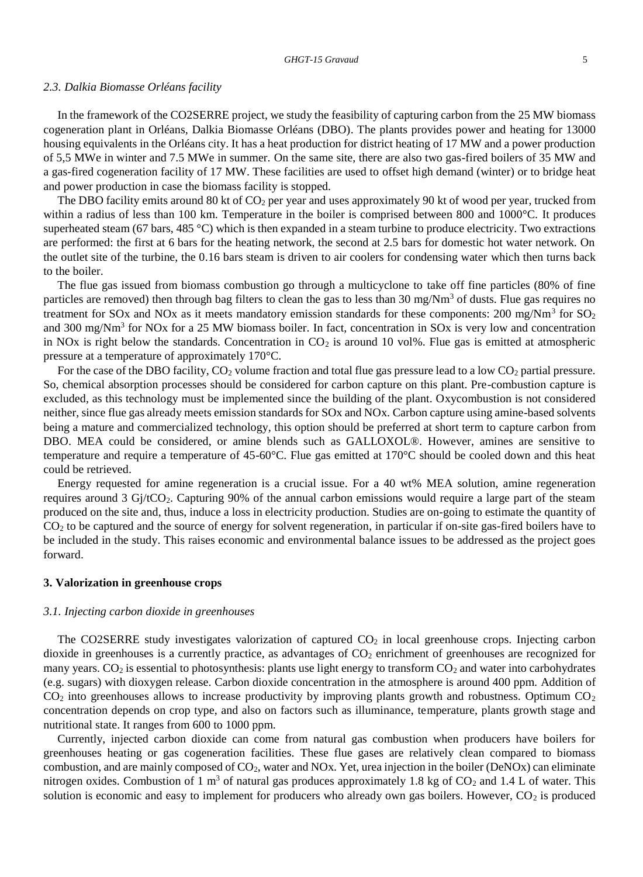### *2.3. Dalkia Biomasse Orléans facility*

In the framework of the CO2SERRE project, we study the feasibility of capturing carbon from the 25 MW biomass cogeneration plant in Orléans, Dalkia Biomasse Orléans (DBO). The plants provides power and heating for 13000 housing equivalents in the Orléans city. It has a heat production for district heating of 17 MW and a power production of 5,5 MWe in winter and 7.5 MWe in summer. On the same site, there are also two gas-fired boilers of 35 MW and a gas-fired cogeneration facility of 17 MW. These facilities are used to offset high demand (winter) or to bridge heat and power production in case the biomass facility is stopped.

The DBO facility emits around 80 kt of $CO_2$ per year and uses approximately 90 kt of wood per year, trucked from within a radius of less than 100 km. Temperature in the boiler is comprised between 800 and 1000°C. It produces superheated steam (67 bars, 485 °C) which is then expanded in a steam turbine to produce electricity. Two extractions are performed: the first at 6 bars for the heating network, the second at 2.5 bars for domestic hot water network. On the outlet site of the turbine, the 0.16 bars steam is driven to air coolers for condensing water which then turns back to the boiler.

The flue gas issued from biomass combustion go through a multicyclone to take off fine particles (80% of fine particles are removed) then through bag filters to clean the gas to less than 30 mg/Nm$^3$ of dusts. Flue gas requires no treatment for SOx and NOx as it meets mandatory emission standards for these components: 200 mg/Nm$^3$ for $SO_2$ and 300 mg/Nm$^3$ for NOx for a 25 MW biomass boiler. In fact, concentration in SOx is very low and concentration in NOx is right below the standards. Concentration in $CO_2$ is around 10 vol%. Flue gas is emitted at atmospheric pressure at a temperature of approximately 170°C.

For the case of the DBO facility, $CO_2$ volume fraction and total flue gas pressure lead to a low $CO_2$ partial pressure. So, chemical absorption processes should be considered for carbon capture on this plant. Pre-combustion capture is excluded, as this technology must be implemented since the building of the plant. Oxycombustion is not considered neither, since flue gas already meets emission standards for SOx and NOx. Carbon capture using amine-based solvents being a mature and commercialized technology, this option should be preferred at short term to capture carbon from DBO. MEA could be considered, or amine blends such as GALLOXOL®. However, amines are sensitive to temperature and require a temperature of 45-60°C. Flue gas emitted at 170°C should be cooled down and this heat could be retrieved.

Energy requested for amine regeneration is a crucial issue. For a 40 wt% MEA solution, amine regeneration requires around 3 Gj/t$CO_2$. Capturing 90% of the annual carbon emissions would require a large part of the steam produced on the site and, thus, induce a loss in electricity production. Studies are on-going to estimate the quantity of $CO_2$ to be captured and the source of energy for solvent regeneration, in particular if on-site gas-fired boilers have to be included in the study. This raises economic and environmental balance issues to be addressed as the project goes forward.

## 3. Valorization in greenhouse crops

### *3.1. Injecting carbon dioxide in greenhouses*

The CO2SERRE study investigates valorization of captured $CO_2$ in local greenhouse crops. Injecting carbon dioxide in greenhouses is a currently practice, as advantages of $CO_2$ enrichment of greenhouses are recognized for many years. $CO_2$ is essential to photosynthesis: plants use light energy to transform $CO_2$ and water into carbohydrates (e.g. sugars) with dioxygen release. Carbon dioxide concentration in the atmosphere is around 400 ppm. Addition of $CO_2$ into greenhouses allows to increase productivity by improving plants growth and robustness. Optimum $CO_2$ concentration depends on crop type, and also on factors such as illuminance, temperature, plants growth stage and nutritional state. It ranges from 600 to 1000 ppm.

Currently, injected carbon dioxide can come from natural gas combustion when producers have boilers for greenhouses heating or gas cogeneration facilities. These flue gases are relatively clean compared to biomass combustion, and are mainly composed of $CO_2$, water and NOx. Yet, urea injection in the boiler (DeNOx) can eliminate nitrogen oxides. Combustion of 1 m$^3$ of natural gas produces approximately 1.8 kg of $CO_2$ and 1.4 L of water. This solution is economic and easy to implement for producers who already own gas boilers. However, $CO_2$ is produced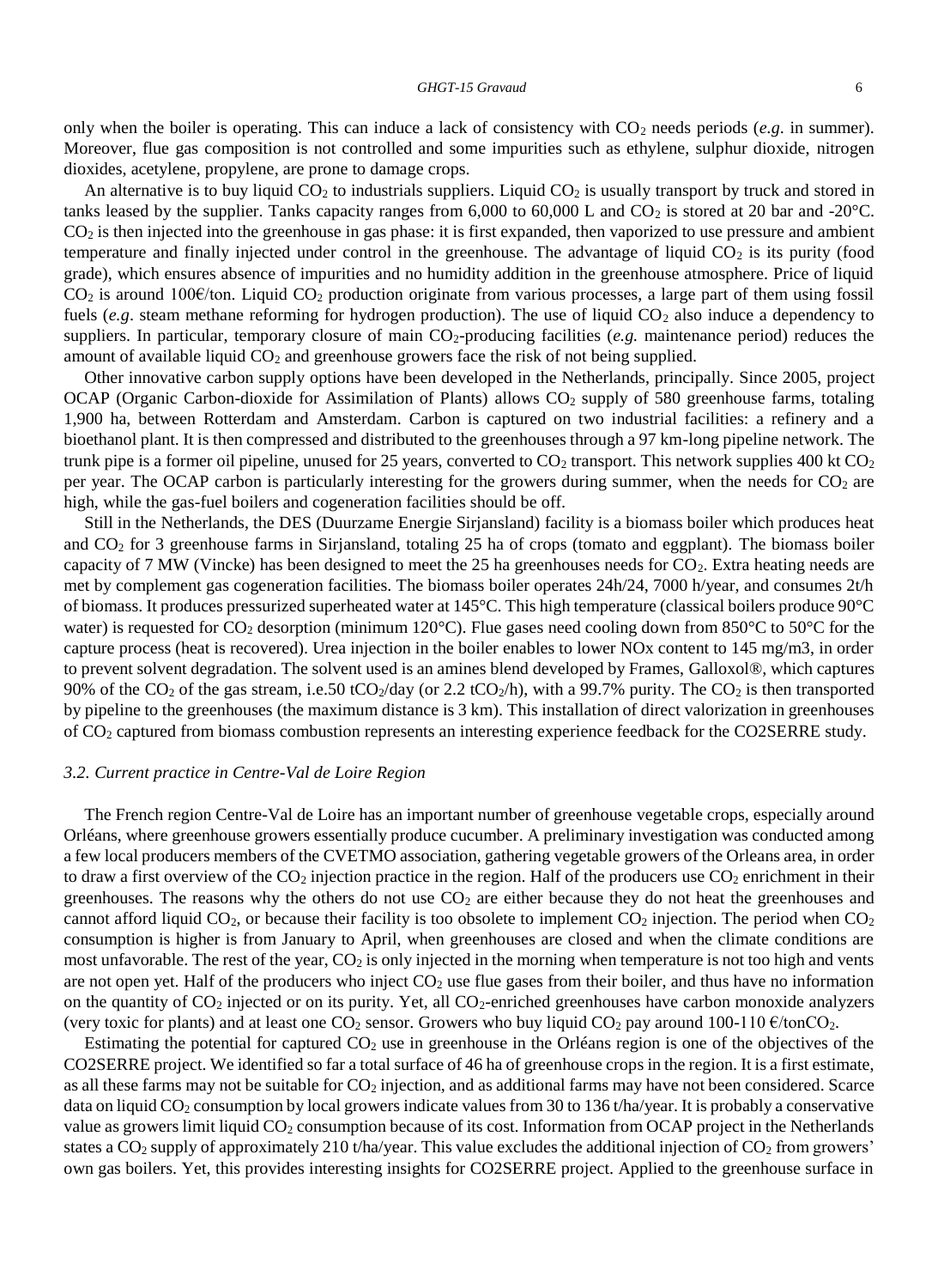only when the boiler is operating. This can induce a lack of consistency with $CO_2$ needs periods (*e.g*. in summer). Moreover, flue gas composition is not controlled and some impurities such as ethylene, sulphur dioxide, nitrogen dioxides, acetylene, propylene, are prone to damage crops.

An alternative is to buy liquid $CO_2$ to industrials suppliers. Liquid $CO_2$ is usually transport by truck and stored in tanks leased by the supplier. Tanks capacity ranges from 6,000 to 60,000 L and $CO_2$ is stored at 20 bar and -20°C. $CO_2$ is then injected into the greenhouse in gas phase: it is first expanded, then vaporized to use pressure and ambient temperature and finally injected under control in the greenhouse. The advantage of liquid $CO_2$ is its purity (food grade), which ensures absence of impurities and no humidity addition in the greenhouse atmosphere. Price of liquid $CO_2$ is around 100€/ton. Liquid $CO_2$ production originate from various processes, a large part of them using fossil fuels (*e.g*. steam methane reforming for hydrogen production). The use of liquid $CO_2$ also induce a dependency to suppliers. In particular, temporary closure of main $CO_2$-producing facilities (*e.g.* maintenance period) reduces the amount of available liquid $CO_2$ and greenhouse growers face the risk of not being supplied.

Other innovative carbon supply options have been developed in the Netherlands, principally. Since 2005, project OCAP (Organic Carbon-dioxide for Assimilation of Plants) allows $CO_2$ supply of 580 greenhouse farms, totaling 1,900 ha, between Rotterdam and Amsterdam. Carbon is captured on two industrial facilities: a refinery and a bioethanol plant. It is then compressed and distributed to the greenhouses through a 97 km-long pipeline network. The trunk pipe is a former oil pipeline, unused for 25 years, converted to $CO_2$ transport. This network supplies 400 kt $CO_2$ per year. The OCAP carbon is particularly interesting for the growers during summer, when the needs for $CO_2$ are high, while the gas-fuel boilers and cogeneration facilities should be off.

Still in the Netherlands, the DES (Duurzame Energie Sirjansland) facility is a biomass boiler which produces heat and $CO_2$ for 3 greenhouse farms in Sirjansland, totaling 25 ha of crops (tomato and eggplant). The biomass boiler capacity of 7 MW (Vincke) has been designed to meet the 25 ha greenhouses needs for $CO_2$. Extra heating needs are met by complement gas cogeneration facilities. The biomass boiler operates 24h/24, 7000 h/year, and consumes 2t/h of biomass. It produces pressurized superheated water at 145°C. This high temperature (classical boilers produce 90°C water) is requested for $CO_2$ desorption (minimum 120°C). Flue gases need cooling down from 850°C to 50°C for the capture process (heat is recovered). Urea injection in the boiler enables to lower NOx content to 145 mg/m3, in order to prevent solvent degradation. The solvent used is an amines blend developed by Frames, Galloxol®, which captures 90% of the $CO_2$ of the gas stream, i.e.50 $tCO_2$/day (or 2.2 $tCO_2$/h), with a 99.7% purity. The $CO_2$ is then transported by pipeline to the greenhouses (the maximum distance is 3 km). This installation of direct valorization in greenhouses of $CO_2$ captured from biomass combustion represents an interesting experience feedback for the CO2SERRE study.

### *3.2. Current practice in Centre-Val de Loire Region*

The French region Centre-Val de Loire has an important number of greenhouse vegetable crops, especially around Orléans, where greenhouse growers essentially produce cucumber. A preliminary investigation was conducted among a few local producers members of the CVETMO association, gathering vegetable growers of the Orleans area, in order to draw a first overview of the $CO_2$ injection practice in the region. Half of the producers use $CO_2$ enrichment in their greenhouses. The reasons why the others do not use $CO_2$ are either because they do not heat the greenhouses and cannot afford liquid $CO_2$, or because their facility is too obsolete to implement $CO_2$ injection. The period when $CO_2$ consumption is higher is from January to April, when greenhouses are closed and when the climate conditions are most unfavorable. The rest of the year, $CO_2$ is only injected in the morning when temperature is not too high and vents are not open yet. Half of the producers who inject $CO_2$ use flue gases from their boiler, and thus have no information on the quantity of $CO_2$ injected or on its purity. Yet, all $CO_2$-enriched greenhouses have carbon monoxide analyzers (very toxic for plants) and at least one $CO_2$ sensor. Growers who buy liquid $CO_2$ pay around 100-110 €/ton$CO_2$.

Estimating the potential for captured $CO_2$ use in greenhouse in the Orléans region is one of the objectives of the CO2SERRE project. We identified so far a total surface of 46 ha of greenhouse crops in the region. It is a first estimate, as all these farms may not be suitable for $CO_2$ injection, and as additional farms may have not been considered. Scarce data on liquid $CO_2$ consumption by local growers indicate values from 30 to 136 t/ha/year. It is probably a conservative value as growers limit liquid $CO_2$ consumption because of its cost. Information from OCAP project in the Netherlands states a $CO_2$ supply of approximately 210 t/ha/year. This value excludes the additional injection of $CO_2$ from growers' own gas boilers. Yet, this provides interesting insights for CO2SERRE project. Applied to the greenhouse surface in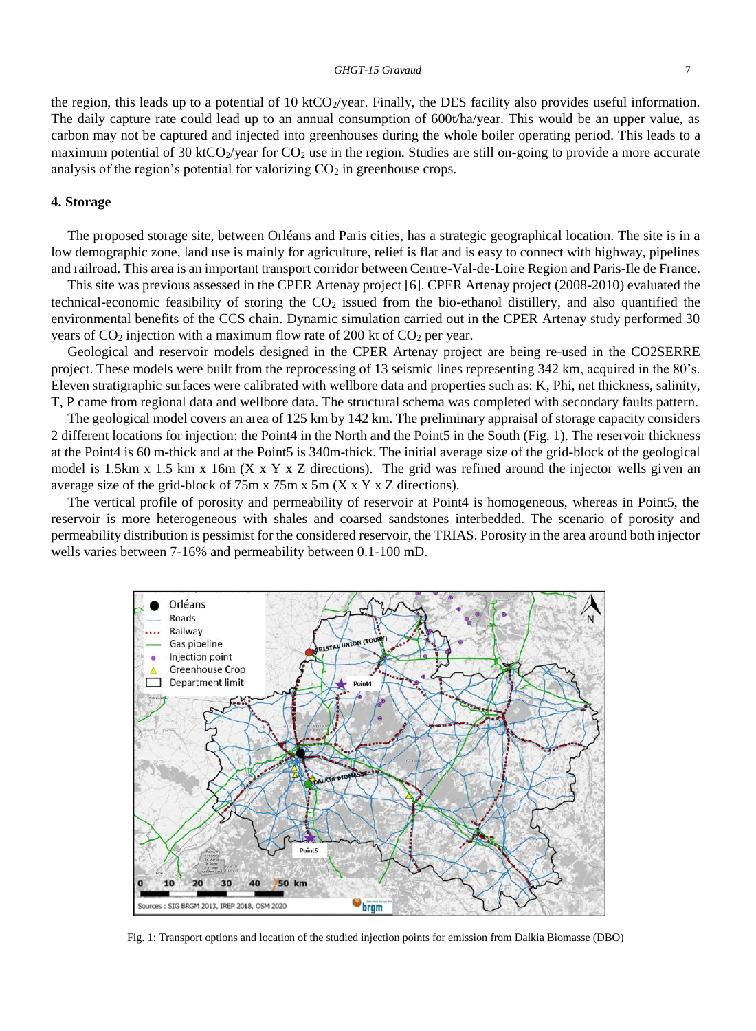the region, this leads up to a potential of 10 kt$CO_2$/year. Finally, the DES facility also provides useful information. The daily capture rate could lead up to an annual consumption of 600t/ha/year. This would be an upper value, as carbon may not be captured and injected into greenhouses during the whole boiler operating period. This leads to a maximum potential of 30 kt$CO_2$/year for $CO_2$ use in the region. Studies are still on-going to provide a more accurate analysis of the region's potential for valorizing $CO_2$ in greenhouse crops.

## 4. Storage

The proposed storage site, between Orléans and Paris cities, has a strategic geographical location. The site is in a low demographic zone, land use is mainly for agriculture, relief is flat and is easy to connect with highway, pipelines and railroad. This area is an important transport corridor between Centre-Val-de-Loire Region and Paris-Ile de France.

This site was previous assessed in the CPER Artenay project [6]. CPER Artenay project (2008-2010) evaluated the technical-economic feasibility of storing the $CO_2$ issued from the bio-ethanol distillery, and also quantified the environmental benefits of the CCS chain. Dynamic simulation carried out in the CPER Artenay study performed 30 years of $CO_2$ injection with a maximum flow rate of 200 kt of $CO_2$ per year.

Geological and reservoir models designed in the CPER Artenay project are being re-used in the CO2SERRE project. These models were built from the reprocessing of 13 seismic lines representing 342 km, acquired in the 80's. Eleven stratigraphic surfaces were calibrated with wellbore data and properties such as: K, Phi, net thickness, salinity, T, P came from regional data and wellbore data. The structural schema was completed with secondary faults pattern.

The geological model covers an area of 125 km by 142 km. The preliminary appraisal of storage capacity considers 2 different locations for injection: the Point4 in the North and the Point5 in the South (Fig. 1). The reservoir thickness at the Point4 is 60 m-thick and at the Point5 is 340m-thick. The initial average size of the grid-block of the geological model is 1.5km x 1.5 km x 16m (X x Y x Z directions). The grid was refined around the injector wells given an average size of the grid-block of 75m x 75m x 5m (X x Y x Z directions).

The vertical profile of porosity and permeability of reservoir at Point4 is homogeneous, whereas in Point5, the reservoir is more heterogeneous with shales and coarsed sandstones interbedded. The scenario of porosity and permeability distribution is pessimist for the considered reservoir, the TRIAS. Porosity in the area around both injector wells varies between 7-16% and permeability between 0.1-100 mD.

Fig. 1: Transport options and location of the studied injection points for emission from Dalkia Biomasse (DBO)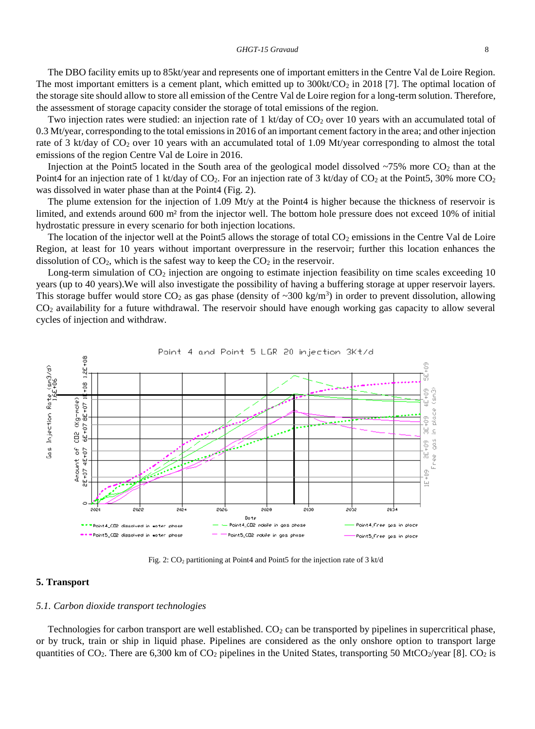The DBO facility emits up to 85kt/year and represents one of important emitters in the Centre Val de Loire Region. The most important emitters is a cement plant, which emitted up to 300kt/$CO_2$ in 2018 [7]. The optimal location of the storage site should allow to store all emission of the Centre Val de Loire region for a long-term solution. Therefore, the assessment of storage capacity consider the storage of total emissions of the region.

Two injection rates were studied: an injection rate of 1 kt/day of $CO_2$ over 10 years with an accumulated total of 0.3 Mt/year, corresponding to the total emissions in 2016 of an important cement factory in the area; and other injection rate of 3 kt/day of $CO_2$ over 10 years with an accumulated total of 1.09 Mt/year corresponding to almost the total emissions of the region Centre Val de Loire in 2016.

Injection at the Point5 located in the South area of the geological model dissolved ~75% more $CO_2$ than at the Point4 for an injection rate of 1 kt/day of $CO_2$. For an injection rate of 3 kt/day of $CO_2$ at the Point5, 30% more $CO_2$ was dissolved in water phase than at the Point4 (Fig. 2).

The plume extension for the injection of 1.09 Mt/y at the Point4 is higher because the thickness of reservoir is limited, and extends around 600 m² from the injector well. The bottom hole pressure does not exceed 10% of initial hydrostatic pressure in every scenario for both injection locations.

The location of the injector well at the Point5 allows the storage of total $CO_2$ emissions in the Centre Val de Loire Region, at least for 10 years without important overpressure in the reservoir; further this location enhances the dissolution of $CO_2$, which is the safest way to keep the $CO_2$ in the reservoir.

Long-term simulation of $CO_2$ injection are ongoing to estimate injection feasibility on time scales exceeding 10 years (up to 40 years).We will also investigate the possibility of having a buffering storage at upper reservoir layers. This storage buffer would store $CO_2$ as gas phase (density of ~300 kg/m³) in order to prevent dissolution, allowing $CO_2$ availability for a future withdrawal. The reservoir should have enough working gas capacity to allow several cycles of injection and withdraw.

Fig. 2: $CO_2$ partitioning at Point4 and Point5 for the injection rate of 3 kt/d

## 5. Transport

### *5.1. Carbon dioxide transport technologies*

Technologies for carbon transport are well established. $CO_2$ can be transported by pipelines in supercritical phase, or by truck, train or ship in liquid phase. Pipelines are considered as the only onshore option to transport large quantities of $CO_2$. There are 6,300 km of $CO_2$ pipelines in the United States, transporting 50 Mt$CO_2$/year [8]. $CO_2$ is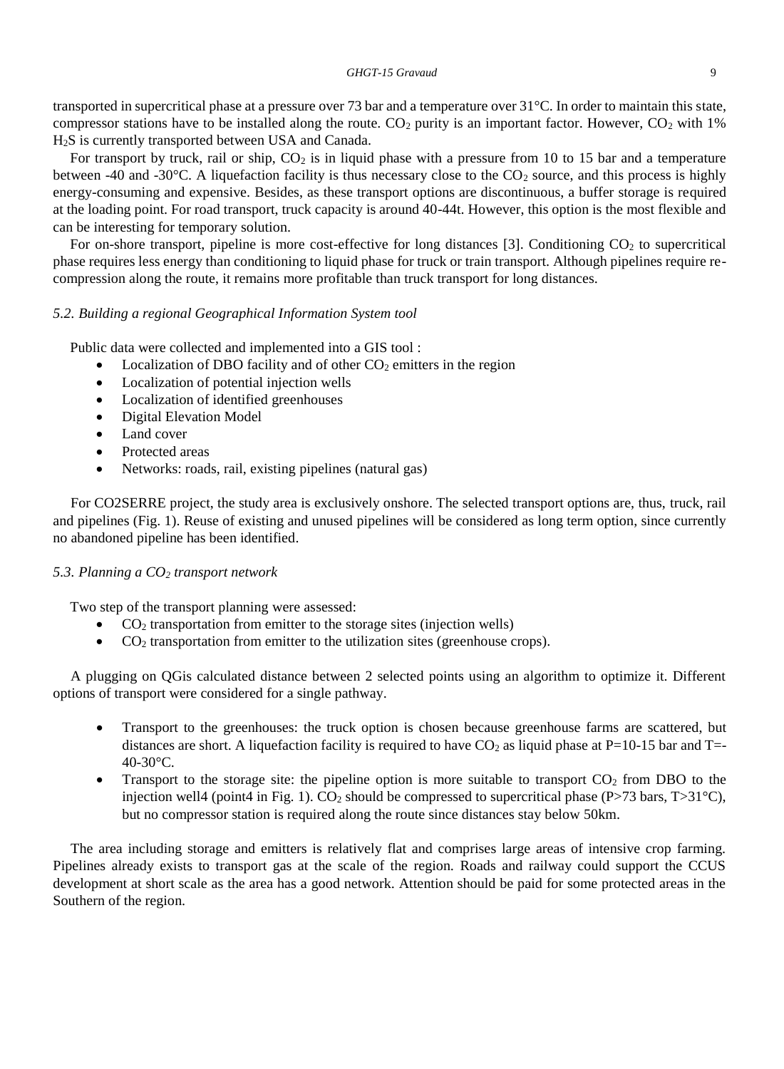transported in supercritical phase at a pressure over 73 bar and a temperature over 31°C. In order to maintain this state, compressor stations have to be installed along the route. $CO_2$ purity is an important factor. However, $CO_2$ with 1% $H_2S$ is currently transported between USA and Canada.

For transport by truck, rail or ship, $CO_2$ is in liquid phase with a pressure from 10 to 15 bar and a temperature between -40 and -30°C. A liquefaction facility is thus necessary close to the $CO_2$ source, and this process is highly energy-consuming and expensive. Besides, as these transport options are discontinuous, a buffer storage is required at the loading point. For road transport, truck capacity is around 40-44t. However, this option is the most flexible and can be interesting for temporary solution.

For on-shore transport, pipeline is more cost-effective for long distances [3]. Conditioning $CO_2$ to supercritical phase requires less energy than conditioning to liquid phase for truck or train transport. Although pipelines require re-compression along the route, it remains more profitable than truck transport for long distances.

### *5.2. Building a regional Geographical Information System tool*

Public data were collected and implemented into a GIS tool :

- Localization of DBO facility and of other $CO_2$ emitters in the region
- Localization of potential injection wells
- Localization of identified greenhouses
- Digital Elevation Model
- Land cover
- Protected areas
- Networks: roads, rail, existing pipelines (natural gas)

For CO2SERRE project, the study area is exclusively onshore. The selected transport options are, thus, truck, rail and pipelines (Fig. 1). Reuse of existing and unused pipelines will be considered as long term option, since currently no abandoned pipeline has been identified.

### *5.3. Planning a $CO_2$ transport network*

Two step of the transport planning were assessed:

- $CO_2$ transportation from emitter to the storage sites (injection wells)
- $CO_2$ transportation from emitter to the utilization sites (greenhouse crops).

A plugging on QGis calculated distance between 2 selected points using an algorithm to optimize it. Different options of transport were considered for a single pathway.

- Transport to the greenhouses: the truck option is chosen because greenhouse farms are scattered, but distances are short. A liquefaction facility is required to have $CO_2$ as liquid phase at P=10-15 bar and T=-40-30°C.
- Transport to the storage site: the pipeline option is more suitable to transport $CO_2$ from DBO to the injection well4 (point4 in Fig. 1). $CO_2$ should be compressed to supercritical phase (P>73 bars, T>31°C), but no compressor station is required along the route since distances stay below 50km.

The area including storage and emitters is relatively flat and comprises large areas of intensive crop farming. Pipelines already exists to transport gas at the scale of the region. Roads and railway could support the CCUS development at short scale as the area has a good network. Attention should be paid for some protected areas in the Southern of the region.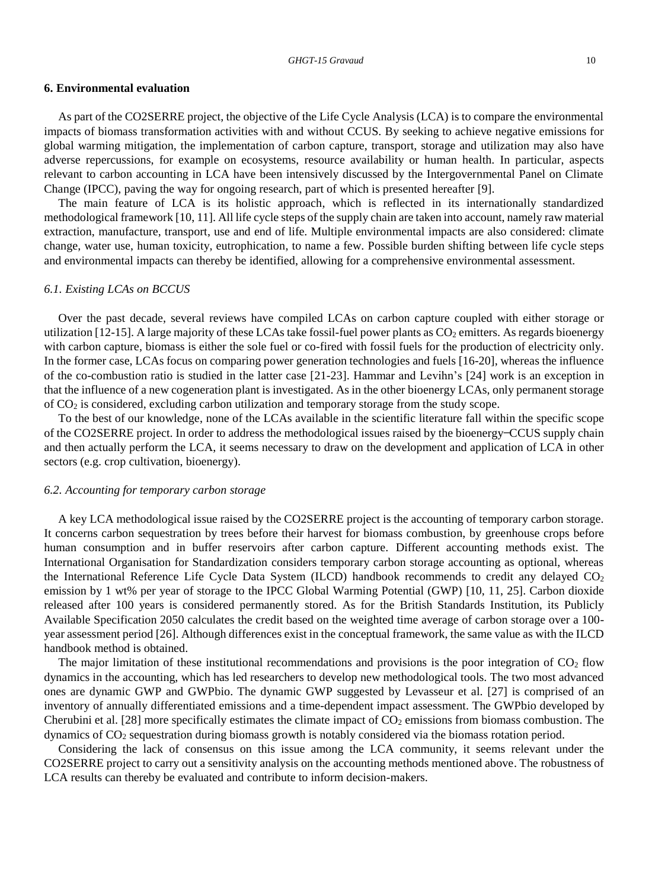## 6. Environmental evaluation

As part of the CO2SERRE project, the objective of the Life Cycle Analysis (LCA) is to compare the environmental impacts of biomass transformation activities with and without CCUS. By seeking to achieve negative emissions for global warming mitigation, the implementation of carbon capture, transport, storage and utilization may also have adverse repercussions, for example on ecosystems, resource availability or human health. In particular, aspects relevant to carbon accounting in LCA have been intensively discussed by the Intergovernmental Panel on Climate Change (IPCC), paving the way for ongoing research, part of which is presented hereafter [9].

The main feature of LCA is its holistic approach, which is reflected in its internationally standardized methodological framework [10, 11]. All life cycle steps of the supply chain are taken into account, namely raw material extraction, manufacture, transport, use and end of life. Multiple environmental impacts are also considered: climate change, water use, human toxicity, eutrophication, to name a few. Possible burden shifting between life cycle steps and environmental impacts can thereby be identified, allowing for a comprehensive environmental assessment.

### *6.1. Existing LCAs on BCCUS*

Over the past decade, several reviews have compiled LCAs on carbon capture coupled with either storage or utilization [12-15]. A large majority of these LCAs take fossil-fuel power plants as $CO_2$ emitters. As regards bioenergy with carbon capture, biomass is either the sole fuel or co-fired with fossil fuels for the production of electricity only. In the former case, LCAs focus on comparing power generation technologies and fuels [16-20], whereas the influence of the co-combustion ratio is studied in the latter case [21-23]. Hammar and Levihn's [24] work is an exception in that the influence of a new cogeneration plant is investigated. As in the other bioenergy LCAs, only permanent storage of $CO_2$ is considered, excluding carbon utilization and temporary storage from the study scope.

To the best of our knowledge, none of the LCAs available in the scientific literature fall within the specific scope of the CO2SERRE project. In order to address the methodological issues raised by the bioenergy‒CCUS supply chain and then actually perform the LCA, it seems necessary to draw on the development and application of LCA in other sectors (e.g. crop cultivation, bioenergy).

### *6.2. Accounting for temporary carbon storage*

A key LCA methodological issue raised by the CO2SERRE project is the accounting of temporary carbon storage. It concerns carbon sequestration by trees before their harvest for biomass combustion, by greenhouse crops before human consumption and in buffer reservoirs after carbon capture. Different accounting methods exist. The International Organisation for Standardization considers temporary carbon storage accounting as optional, whereas the International Reference Life Cycle Data System (ILCD) handbook recommends to credit any delayed $CO_2$ emission by 1 wt% per year of storage to the IPCC Global Warming Potential (GWP) [10, 11, 25]. Carbon dioxide released after 100 years is considered permanently stored. As for the British Standards Institution, its Publicly Available Specification 2050 calculates the credit based on the weighted time average of carbon storage over a 100-year assessment period [26]. Although differences exist in the conceptual framework, the same value as with the ILCD handbook method is obtained.

The major limitation of these institutional recommendations and provisions is the poor integration of $CO_2$ flow dynamics in the accounting, which has led researchers to develop new methodological tools. The two most advanced ones are dynamic GWP and GWPbio. The dynamic GWP suggested by Levasseur et al. [27] is comprised of an inventory of annually differentiated emissions and a time-dependent impact assessment. The GWPbio developed by Cherubini et al. [28] more specifically estimates the climate impact of $CO_2$ emissions from biomass combustion. The dynamics of $CO_2$ sequestration during biomass growth is notably considered via the biomass rotation period.

Considering the lack of consensus on this issue among the LCA community, it seems relevant under the CO2SERRE project to carry out a sensitivity analysis on the accounting methods mentioned above. The robustness of LCA results can thereby be evaluated and contribute to inform decision-makers.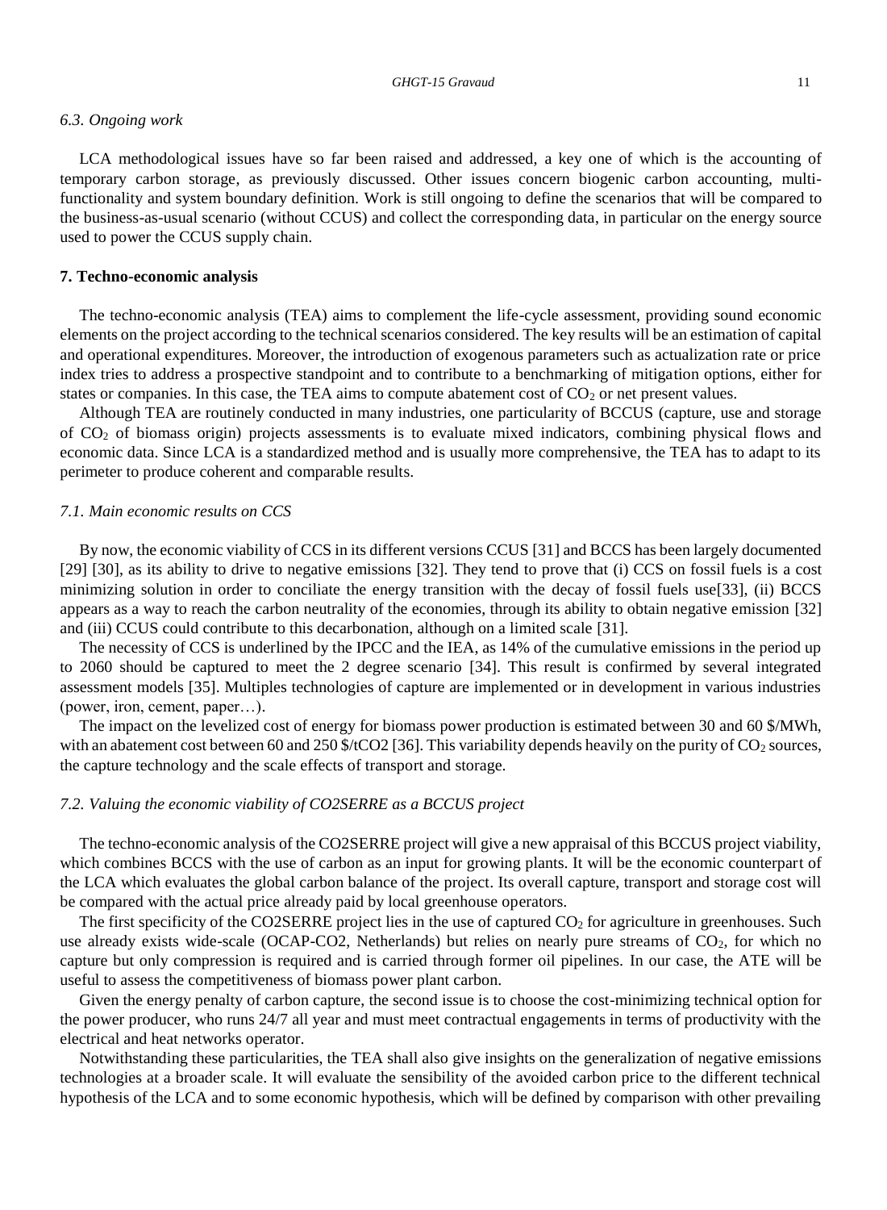### 6.3. Ongoing work

LCA methodological issues have so far been raised and addressed, a key one of which is the accounting of temporary carbon storage, as previously discussed. Other issues concern biogenic carbon accounting, multi-functionality and system boundary definition. Work is still ongoing to define the scenarios that will be compared to the business-as-usual scenario (without CCUS) and collect the corresponding data, in particular on the energy source used to power the CCUS supply chain.

## 7. Techno-economic analysis

The techno-economic analysis (TEA) aims to complement the life-cycle assessment, providing sound economic elements on the project according to the technical scenarios considered. The key results will be an estimation of capital and operational expenditures. Moreover, the introduction of exogenous parameters such as actualization rate or price index tries to address a prospective standpoint and to contribute to a benchmarking of mitigation options, either for states or companies. In this case, the TEA aims to compute abatement cost of $CO_2$ or net present values.

Although TEA are routinely conducted in many industries, one particularity of BCCUS (capture, use and storage of $CO_2$ of biomass origin) projects assessments is to evaluate mixed indicators, combining physical flows and economic data. Since LCA is a standardized method and is usually more comprehensive, the TEA has to adapt to its perimeter to produce coherent and comparable results.

### 7.1. Main economic results on CCS

By now, the economic viability of CCS in its different versions CCUS [31] and BCCS has been largely documented [29] [30], as its ability to drive to negative emissions [32]. They tend to prove that (i) CCS on fossil fuels is a cost minimizing solution in order to conciliate the energy transition with the decay of fossil fuels use[33], (ii) BCCS appears as a way to reach the carbon neutrality of the economies, through its ability to obtain negative emission [32] and (iii) CCUS could contribute to this decarbonation, although on a limited scale [31].

The necessity of CCS is underlined by the IPCC and the IEA, as 14% of the cumulative emissions in the period up to 2060 should be captured to meet the 2 degree scenario [34]. This result is confirmed by several integrated assessment models [35]. Multiples technologies of capture are implemented or in development in various industries (power, iron, cement, paper…).

The impact on the levelized cost of energy for biomass power production is estimated between 30 and 60 \$/MWh, with an abatement cost between 60 and 250 \$/tCO2 [36]. This variability depends heavily on the purity of $CO_2$ sources, the capture technology and the scale effects of transport and storage.

### 7.2. Valuing the economic viability of CO2SERRE as a BCCUS project

The techno-economic analysis of the CO2SERRE project will give a new appraisal of this BCCUS project viability, which combines BCCS with the use of carbon as an input for growing plants. It will be the economic counterpart of the LCA which evaluates the global carbon balance of the project. Its overall capture, transport and storage cost will be compared with the actual price already paid by local greenhouse operators.

The first specificity of the CO2SERRE project lies in the use of captured $CO_2$ for agriculture in greenhouses. Such use already exists wide-scale (OCAP-CO2, Netherlands) but relies on nearly pure streams of $CO_2$, for which no capture but only compression is required and is carried through former oil pipelines. In our case, the ATE will be useful to assess the competitiveness of biomass power plant carbon.

Given the energy penalty of carbon capture, the second issue is to choose the cost-minimizing technical option for the power producer, who runs 24/7 all year and must meet contractual engagements in terms of productivity with the electrical and heat networks operator.

Notwithstanding these particularities, the TEA shall also give insights on the generalization of negative emissions technologies at a broader scale. It will evaluate the sensibility of the avoided carbon price to the different technical hypothesis of the LCA and to some economic hypothesis, which will be defined by comparison with other prevailing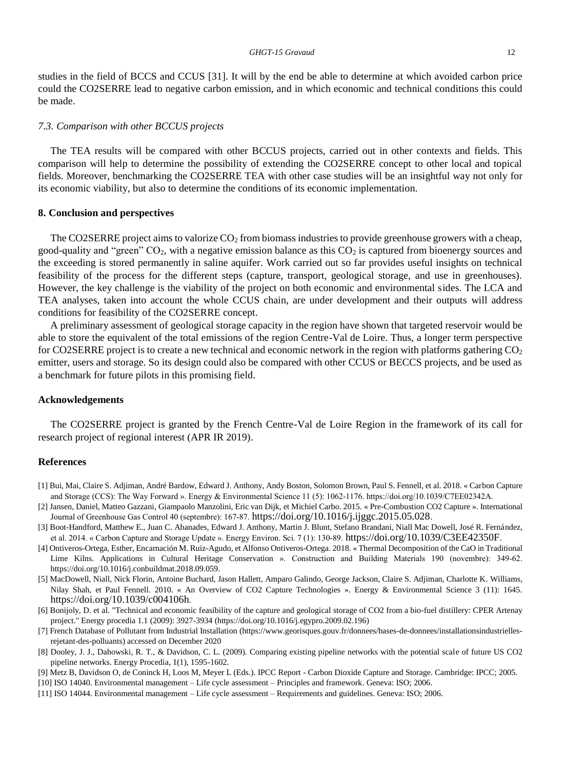studies in the field of BCCS and CCUS [31]. It will by the end be able to determine at which avoided carbon price could the CO2SERRE lead to negative carbon emission, and in which economic and technical conditions this could be made.

### *7.3. Comparison with other BCCUS projects*

The TEA results will be compared with other BCCUS projects, carried out in other contexts and fields. This comparison will help to determine the possibility of extending the CO2SERRE concept to other local and topical fields. Moreover, benchmarking the CO2SERRE TEA with other case studies will be an insightful way not only for its economic viability, but also to determine the conditions of its economic implementation.

## 8. Conclusion and perspectives

The CO2SERRE project aims to valorize $CO_2$ from biomass industries to provide greenhouse growers with a cheap, good-quality and "green" $CO_2$, with a negative emission balance as this $CO_2$ is captured from bioenergy sources and the exceeding is stored permanently in saline aquifer. Work carried out so far provides useful insights on technical feasibility of the process for the different steps (capture, transport, geological storage, and use in greenhouses). However, the key challenge is the viability of the project on both economic and environmental sides. The LCA and TEA analyses, taken into account the whole CCUS chain, are under development and their outputs will address conditions for feasibility of the CO2SERRE concept.

A preliminary assessment of geological storage capacity in the region have shown that targeted reservoir would be able to store the equivalent of the total emissions of the region Centre-Val de Loire. Thus, a longer term perspective for CO2SERRE project is to create a new technical and economic network in the region with platforms gathering $CO_2$ emitter, users and storage. So its design could also be compared with other CCUS or BECCS projects, and be used as a benchmark for future pilots in this promising field.

## Acknowledgements

The CO2SERRE project is granted by the French Centre-Val de Loire Region in the framework of its call for research project of regional interest (APR IR 2019).

## References

[1] Bui, Mai, Claire S. Adjiman, André Bardow, Edward J. Anthony, Andy Boston, Solomon Brown, Paul S. Fennell, et al. 2018. « Carbon Capture and Storage (CCS): The Way Forward ». Energy & Environmental Science 11 (5): 1062-1176. https://doi.org/10.1039/C7EE02342A.

[2] Jansen, Daniel, Matteo Gazzani, Giampaolo Manzolini, Eric van Dijk, et Michiel Carbo. 2015. « Pre-Combustion CO2 Capture ». International Journal of Greenhouse Gas Control 40 (septembre): 167-87. https://doi.org/10.1016/j.ijggc.2015.05.028.

[3] Boot-Handford, Matthew E., Juan C. Abanades, Edward J. Anthony, Martin J. Blunt, Stefano Brandani, Niall Mac Dowell, José R. Fernández, et al. 2014. « Carbon Capture and Storage Update ». Energy Environ. Sci. 7 (1): 130-89. https://doi.org/10.1039/C3EE42350F.

[4] Ontiveros-Ortega, Esther, Encarnación M. Ruiz-Agudo, et Alfonso Ontiveros-Ortega. 2018. « Thermal Decomposition of the CaO in Traditional Lime Kilns. Applications in Cultural Heritage Conservation ». Construction and Building Materials 190 (novembre): 349-62. https://doi.org/10.1016/j.conbuildmat.2018.09.059.

[5] MacDowell, Niall, Nick Florin, Antoine Buchard, Jason Hallett, Amparo Galindo, George Jackson, Claire S. Adjiman, Charlotte K. Williams, Nilay Shah, et Paul Fennell. 2010. « An Overview of CO2 Capture Technologies ». Energy & Environmental Science 3 (11): 1645. https://doi.org/10.1039/c004106h.

[6] Bonijoly, D. et al. "Technical and economic feasibility of the capture and geological storage of CO2 from a bio-fuel distillery: CPER Artenay project." Energy procedia 1.1 (2009): 3927-3934 (https://doi.org/10.1016/j.egypro.2009.02.196)

[7] French Database of Pollutant from Industrial Installation (https://www.georisques.gouv.fr/donnees/bases-de-donnees/installationsindustrielles-rejetant-des-polluants) accessed on December 2020

[8] Dooley, J. J., Dahowski, R. T., & Davidson, C. L. (2009). Comparing existing pipeline networks with the potential scale of future US CO2 pipeline networks. Energy Procedia, 1(1), 1595-1602.

[9] Metz B, Davidson O, de Coninck H, Loos M, Meyer L (Eds.). IPCC Report - Carbon Dioxide Capture and Storage. Cambridge: IPCC; 2005.

[10] ISO 14040. Environmental management – Life cycle assessment – Principles and framework. Geneva: ISO; 2006.

[11] ISO 14044. Environmental management – Life cycle assessment – Requirements and guidelines. Geneva: ISO; 2006.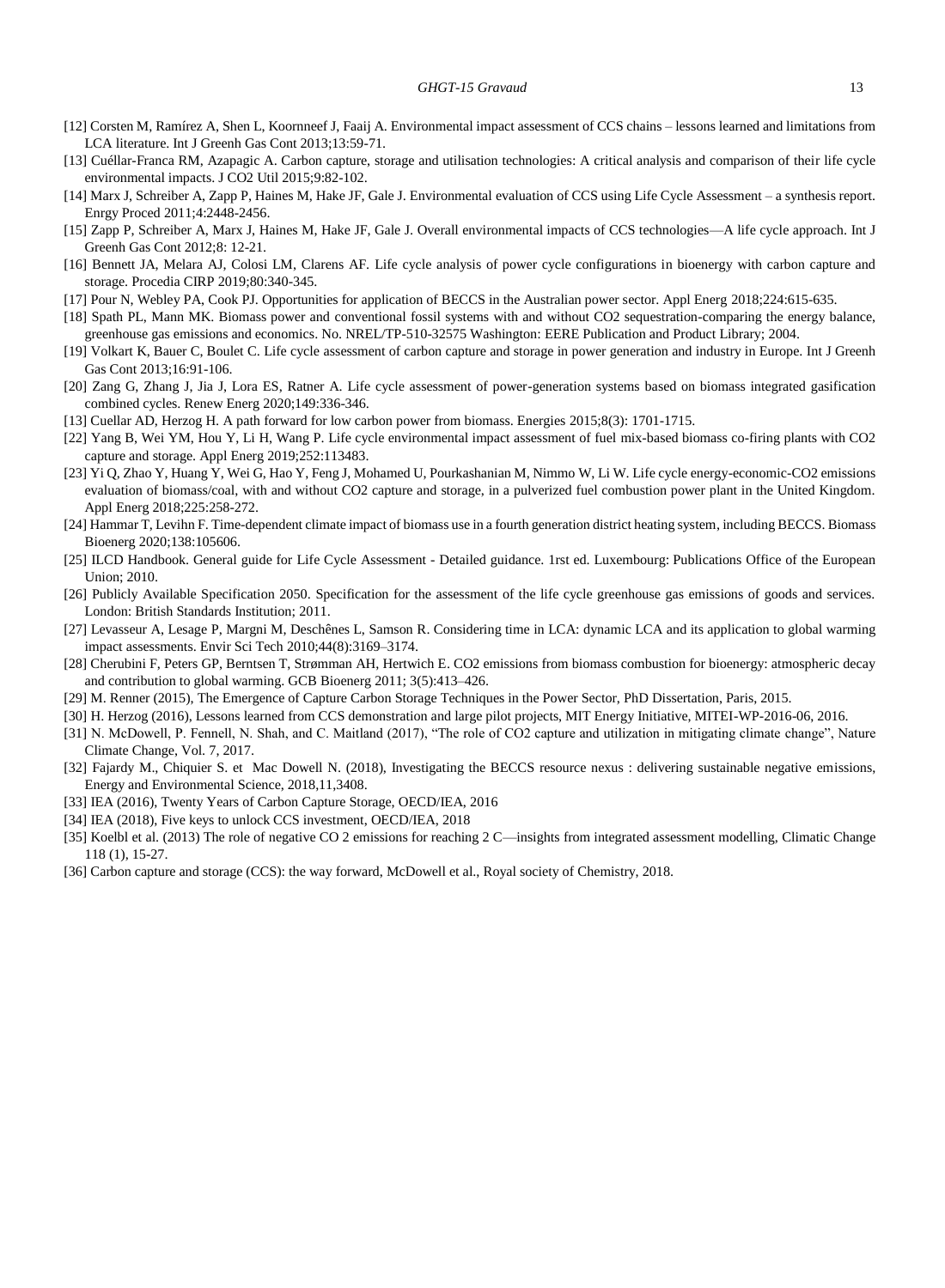[12] Corsten M, Ramírez A, Shen L, Koornneef J, Faaij A. Environmental impact assessment of CCS chains – lessons learned and limitations from LCA literature. Int J Greenh Gas Cont 2013;13:59-71.

[13] Cuéllar-Franca RM, Azapagic A. Carbon capture, storage and utilisation technologies: A critical analysis and comparison of their life cycle environmental impacts. J CO2 Util 2015;9:82-102.

[14] Marx J, Schreiber A, Zapp P, Haines M, Hake JF, Gale J. Environmental evaluation of CCS using Life Cycle Assessment – a synthesis report. Enrgy Proced 2011;4:2448-2456.

[15] Zapp P, Schreiber A, Marx J, Haines M, Hake JF, Gale J. Overall environmental impacts of CCS technologies—A life cycle approach. Int J Greenh Gas Cont 2012;8: 12-21.

[16] Bennett JA, Melara AJ, Colosi LM, Clarens AF. Life cycle analysis of power cycle configurations in bioenergy with carbon capture and storage. Procedia CIRP 2019;80:340-345.

[17] Pour N, Webley PA, Cook PJ. Opportunities for application of BECCS in the Australian power sector. Appl Energ 2018;224:615-635.

[18] Spath PL, Mann MK. Biomass power and conventional fossil systems with and without CO2 sequestration-comparing the energy balance, greenhouse gas emissions and economics. No. NREL/TP-510-32575 Washington: EERE Publication and Product Library; 2004.

[19] Volkart K, Bauer C, Boulet C. Life cycle assessment of carbon capture and storage in power generation and industry in Europe. Int J Greenh Gas Cont 2013;16:91-106.

[20] Zang G, Zhang J, Jia J, Lora ES, Ratner A. Life cycle assessment of power-generation systems based on biomass integrated gasification combined cycles. Renew Energ 2020;149:336-346.

[13] Cuellar AD, Herzog H. A path forward for low carbon power from biomass. Energies 2015;8(3): 1701-1715.

[22] Yang B, Wei YM, Hou Y, Li H, Wang P. Life cycle environmental impact assessment of fuel mix-based biomass co-firing plants with CO2 capture and storage. Appl Energ 2019;252:113483.

[23] Yi Q, Zhao Y, Huang Y, Wei G, Hao Y, Feng J, Mohamed U, Pourkashanian M, Nimmo W, Li W. Life cycle energy-economic-CO2 emissions evaluation of biomass/coal, with and without CO2 capture and storage, in a pulverized fuel combustion power plant in the United Kingdom. Appl Energ 2018;225:258-272.

[24] Hammar T, Levihn F. Time-dependent climate impact of biomass use in a fourth generation district heating system, including BECCS. Biomass Bioenerg 2020;138:105606.

[25] ILCD Handbook. General guide for Life Cycle Assessment - Detailed guidance. 1rst ed. Luxembourg: Publications Office of the European Union; 2010.

[26] Publicly Available Specification 2050. Specification for the assessment of the life cycle greenhouse gas emissions of goods and services. London: British Standards Institution; 2011.

[27] Levasseur A, Lesage P, Margni M, Deschênes L, Samson R. Considering time in LCA: dynamic LCA and its application to global warming impact assessments. Envir Sci Tech 2010;44(8):3169–3174.

[28] Cherubini F, Peters GP, Berntsen T, Strømman AH, Hertwich E. CO2 emissions from biomass combustion for bioenergy: atmospheric decay and contribution to global warming. GCB Bioenerg 2011; 3(5):413–426.

[29] M. Renner (2015), The Emergence of Capture Carbon Storage Techniques in the Power Sector, PhD Dissertation, Paris, 2015.

[30] H. Herzog (2016), Lessons learned from CCS demonstration and large pilot projects, MIT Energy Initiative, MITEI-WP-2016-06, 2016.

[31] N. McDowell, P. Fennell, N. Shah, and C. Maitland (2017), "The role of CO2 capture and utilization in mitigating climate change", Nature Climate Change, Vol. 7, 2017.

[32] Fajardy M., Chiquier S. et Mac Dowell N. (2018), Investigating the BECCS resource nexus : delivering sustainable negative emissions, Energy and Environmental Science, 2018,11,3408.

[33] IEA (2016), Twenty Years of Carbon Capture Storage, OECD/IEA, 2016

[34] IEA (2018), Five keys to unlock CCS investment, OECD/IEA, 2018

[35] Koelbl et al. (2013) The role of negative CO 2 emissions for reaching 2 C—insights from integrated assessment modelling, Climatic Change 118 (1), 15-27.

[36] Carbon capture and storage (CCS): the way forward, McDowell et al., Royal society of Chemistry, 2018.